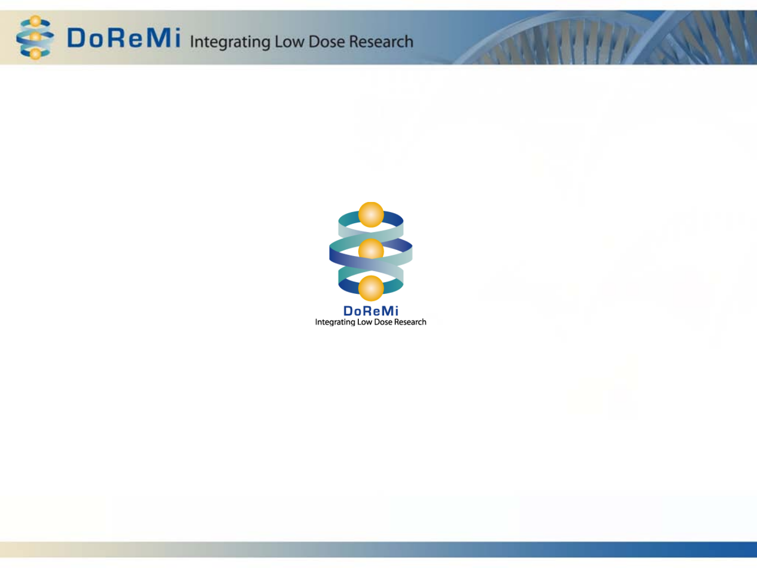DoReMi

Integrating Low Dose Research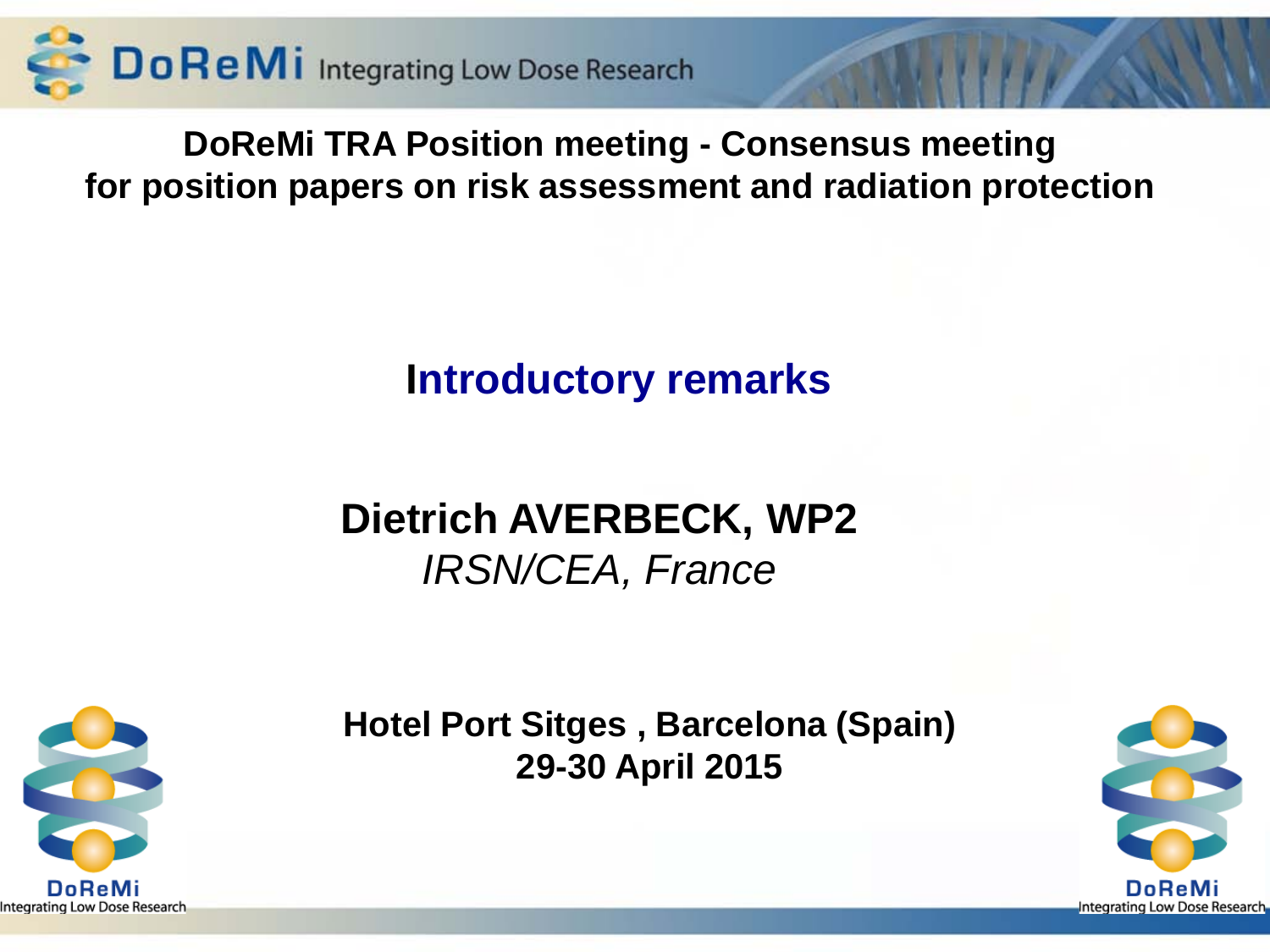# DoReMi TRA Position meeting - Consensus meeting for position papers on risk assessment and radiation protection

## Introductory remarks

**Dietrich AVERBECK, WP2**

*IRSN/CEA, France*

**Hotel Port Sitges , Barcelona (Spain)**
**29-30 April 2015**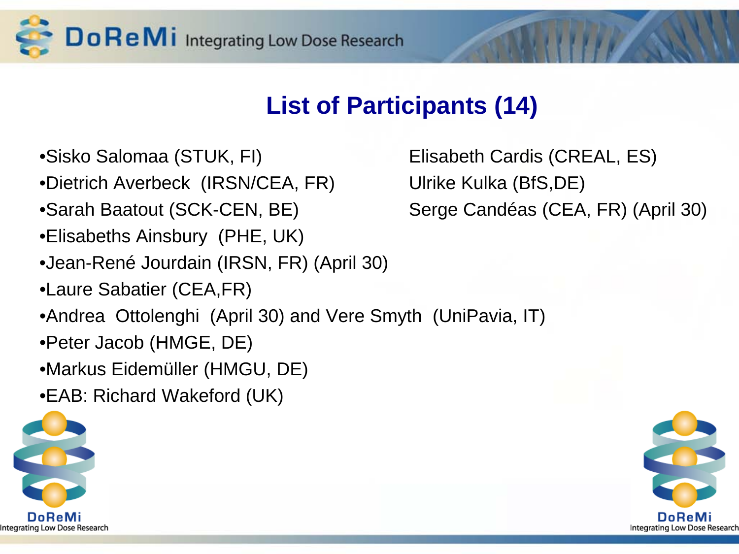# List of Participants (14)

- Sisko Salomaa (STUK, FI)
- Dietrich Averbeck (IRSN/CEA, FR)
- Sarah Baatout (SCK-CEN, BE)
- Elisabeths Ainsbury (PHE, UK)
- Jean-René Jourdain (IRSN, FR) (April 30)
- Laure Sabatier (CEA,FR)
- Andrea Ottolenghi (April 30) and Vere Smyth (UniPavia, IT)
- Peter Jacob (HMGE, DE)
- Markus Eidemüller (HMGU, DE)
- EAB: Richard Wakeford (UK)

Elisabeth Cardis (CREAL, ES)
Ulrike Kulka (BfS,DE)
Serge Candéas (CEA, FR) (April 30)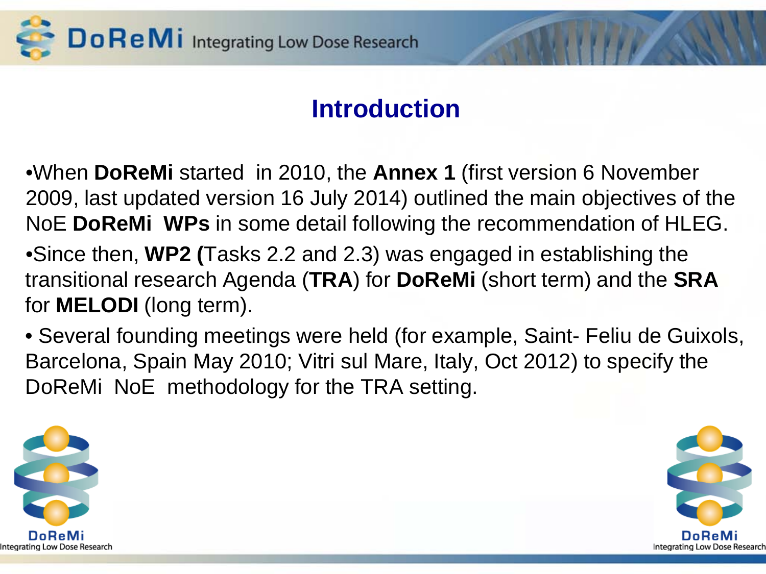# Introduction

- When **DoReMi** started in 2010, the **Annex 1** (first version 6 November 2009, last updated version 16 July 2014) outlined the main objectives of the NoE **DoReMi WPs** in some detail following the recommendation of HLEG.
- Since then, **WP2 (**Tasks 2.2 and 2.3) was engaged in establishing the transitional research Agenda (**TRA**) for **DoReMi** (short term) and the **SRA** for **MELODI** (long term).
- Several founding meetings were held (for example, Saint- Feliu de Guixols, Barcelona, Spain May 2010; Vitri sul Mare, Italy, Oct 2012) to specify the DoReMi NoE methodology for the TRA setting.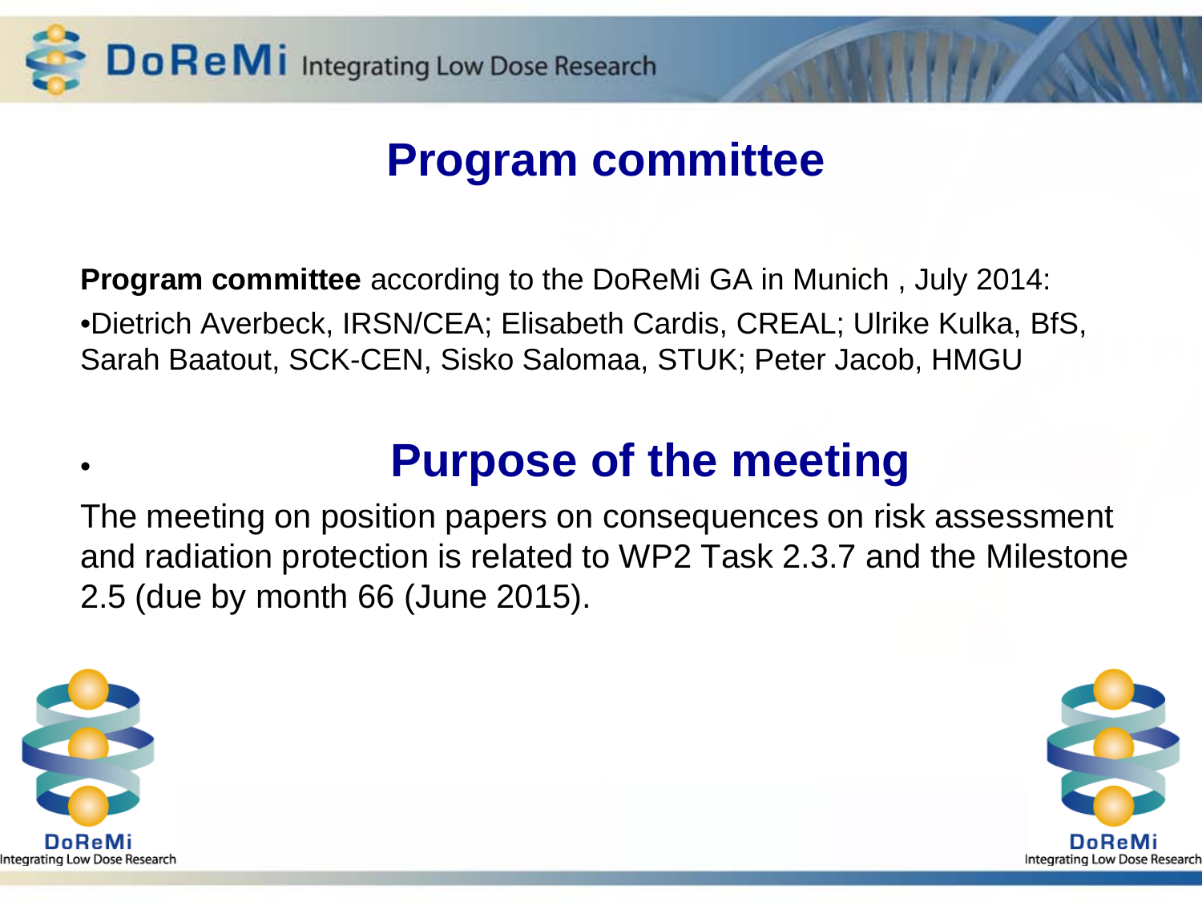# Program committee

**Program committee** according to the DoReMi GA in Munich , July 2014:

•Dietrich Averbeck, IRSN/CEA; Elisabeth Cardis, CREAL; Ulrike Kulka, BfS, Sarah Baatout, SCK-CEN, Sisko Salomaa, STUK; Peter Jacob, HMGU

# Purpose of the meeting

The meeting on position papers on consequences on risk assessment and radiation protection is related to WP2 Task 2.3.7 and the Milestone 2.5 (due by month 66 (June 2015).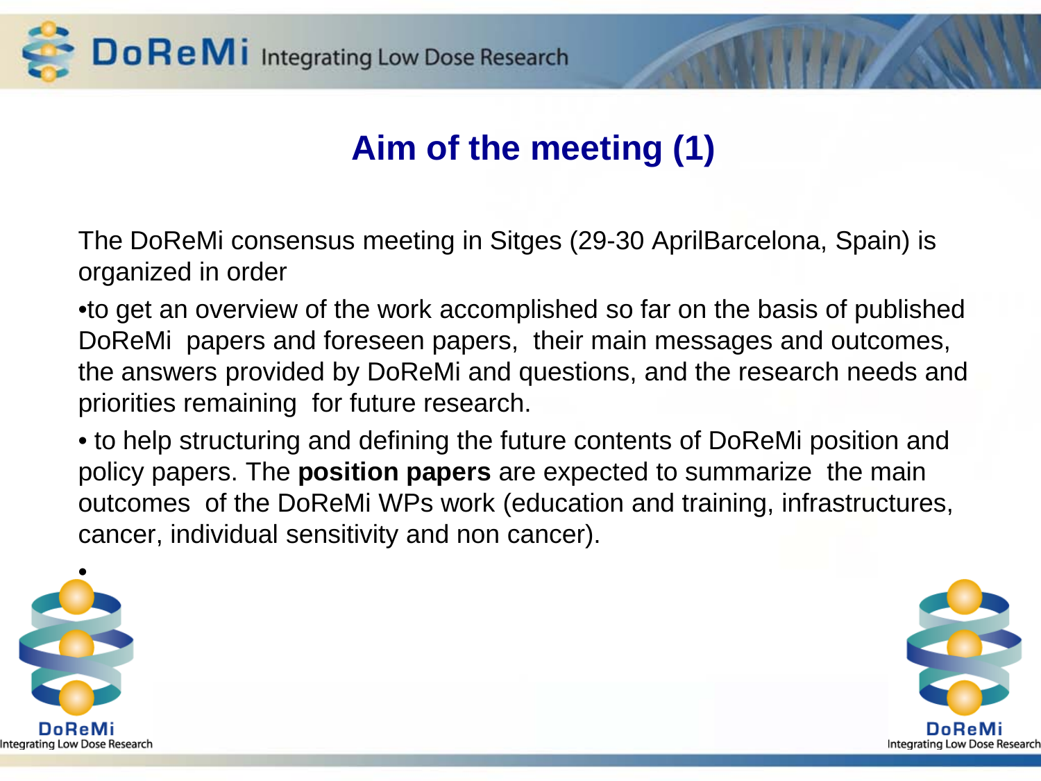# Aim of the meeting (1)

The DoReMi consensus meeting in Sitges (29-30 AprilBarcelona, Spain) is organized in order

- to get an overview of the work accomplished so far on the basis of published DoReMi papers and foreseen papers, their main messages and outcomes, the answers provided by DoReMi and questions, and the research needs and priorities remaining for future research.
- to help structuring and defining the future contents of DoReMi position and policy papers. The **position papers** are expected to summarize the main outcomes of the DoReMi WPs work (education and training, infrastructures, cancer, individual sensitivity and non cancer).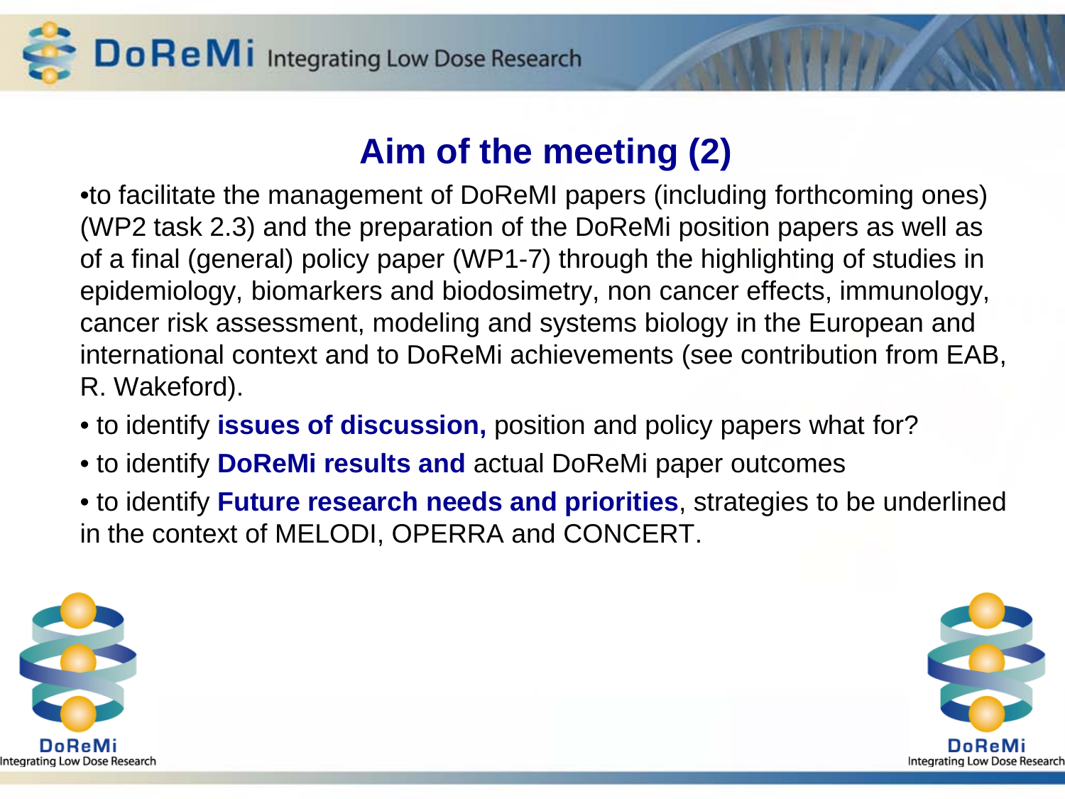## Aim of the meeting (2)

- to facilitate the management of DoReMI papers (including forthcoming ones) (WP2 task 2.3) and the preparation of the DoReMi position papers as well as of a final (general) policy paper (WP1-7) through the highlighting of studies in epidemiology, biomarkers and biodosimetry, non cancer effects, immunology, cancer risk assessment, modeling and systems biology in the European and international context and to DoReMi achievements (see contribution from EAB, R. Wakeford).
- to identify **issues of discussion,** position and policy papers what for?
- to identify **DoReMi results and** actual DoReMi paper outcomes
- to identify **Future research needs and priorities**, strategies to be underlined in the context of MELODI, OPERRA and CONCERT.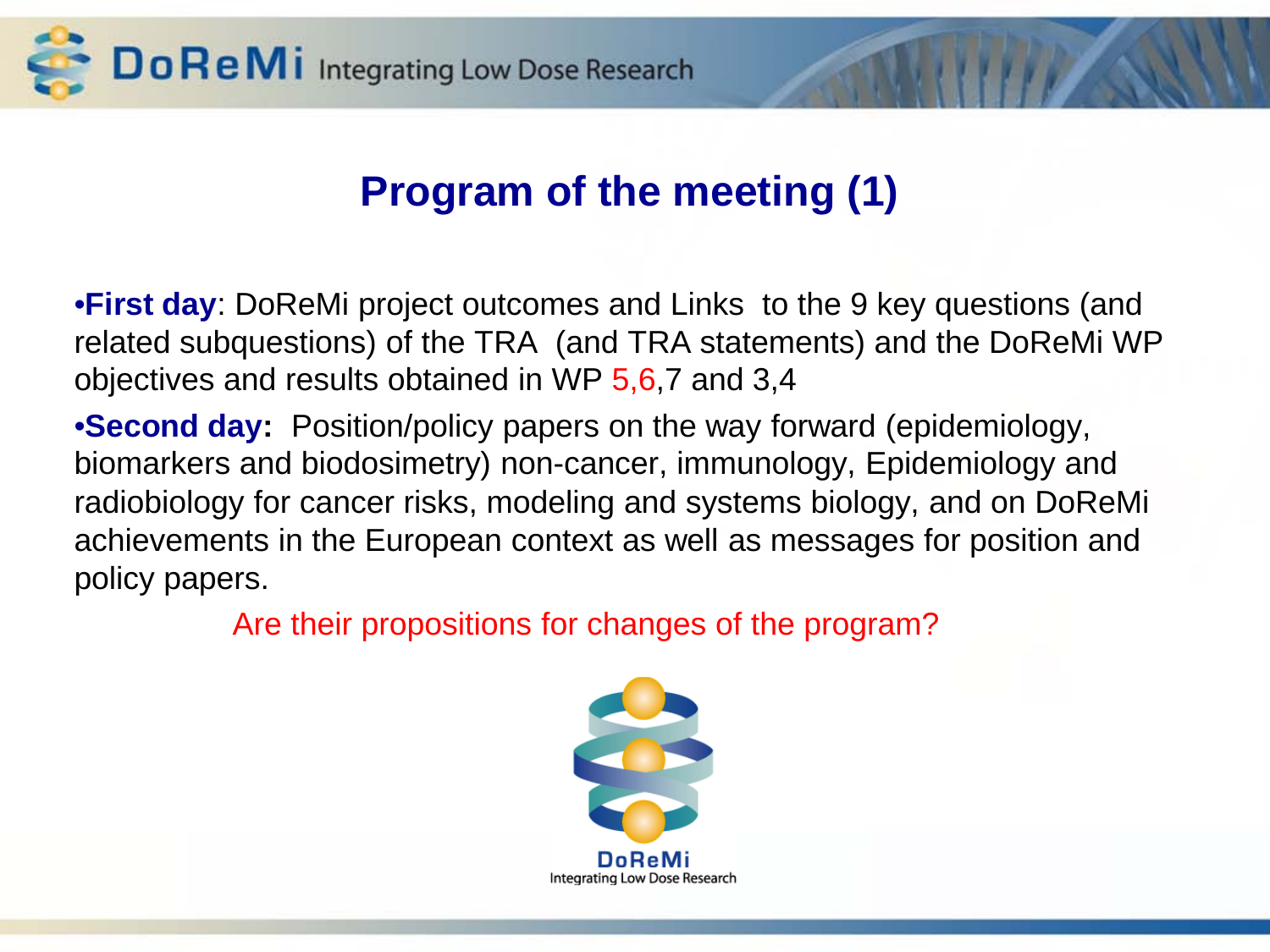## Program of the meeting (1)

- **First day**: DoReMi project outcomes and Links to the 9 key questions (and related subquestions) of the TRA (and TRA statements) and the DoReMi WP objectives and results obtained in WP 5,6,7 and 3,4
- **Second day:** Position/policy papers on the way forward (epidemiology, biomarkers and biodosimetry) non-cancer, immunology, Epidemiology and radiobiology for cancer risks, modeling and systems biology, and on DoReMi achievements in the European context as well as messages for position and policy papers.

Are their propositions for changes of the program?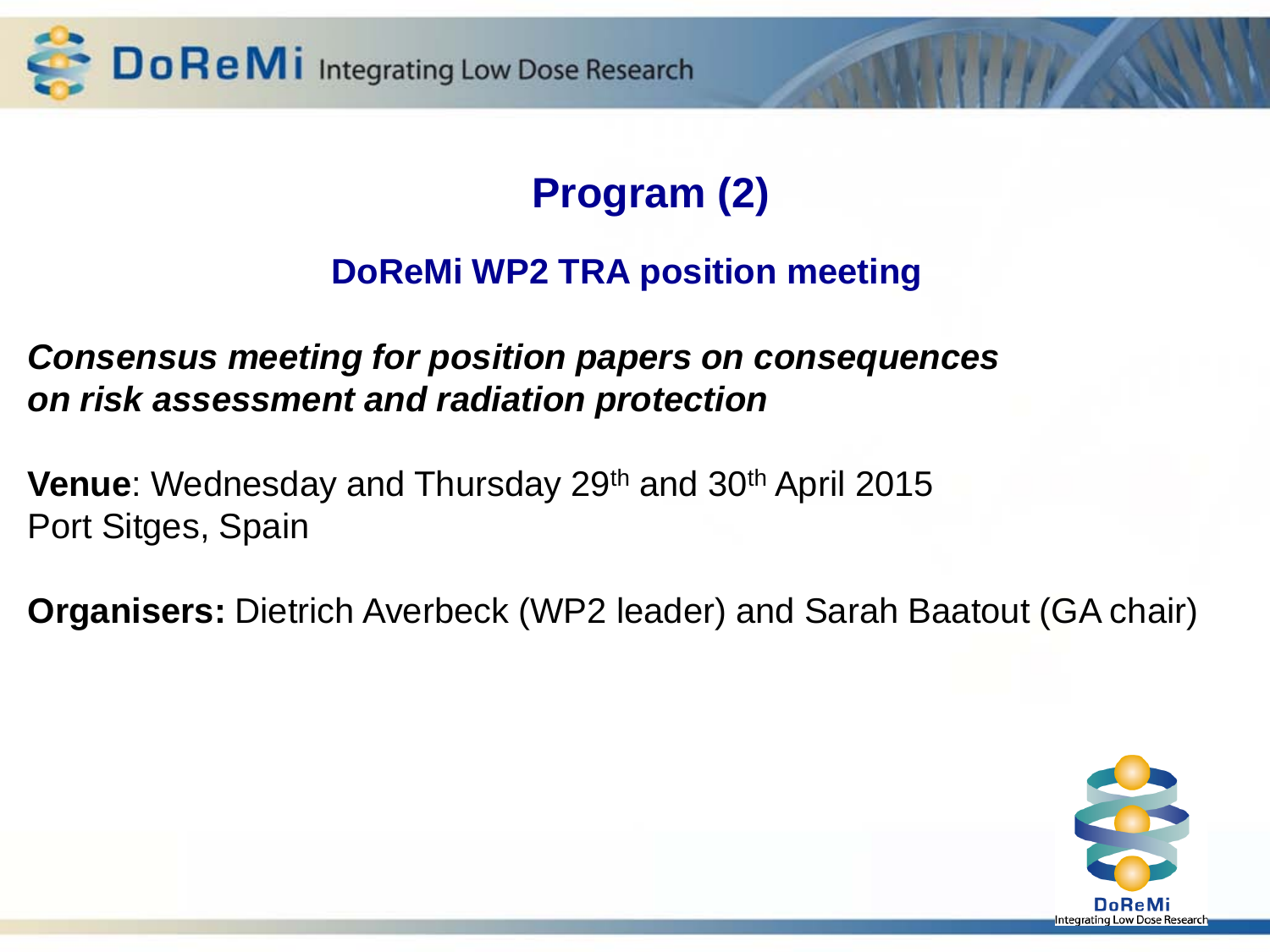# Program (2)

## DoReMi WP2 TRA position meeting

***Consensus meeting for position papers on consequences on risk assessment and radiation protection***

**Venue**: Wednesday and Thursday 29th and 30th April 2015
Port Sitges, Spain

**Organisers:** Dietrich Averbeck (WP2 leader) and Sarah Baatout (GA chair)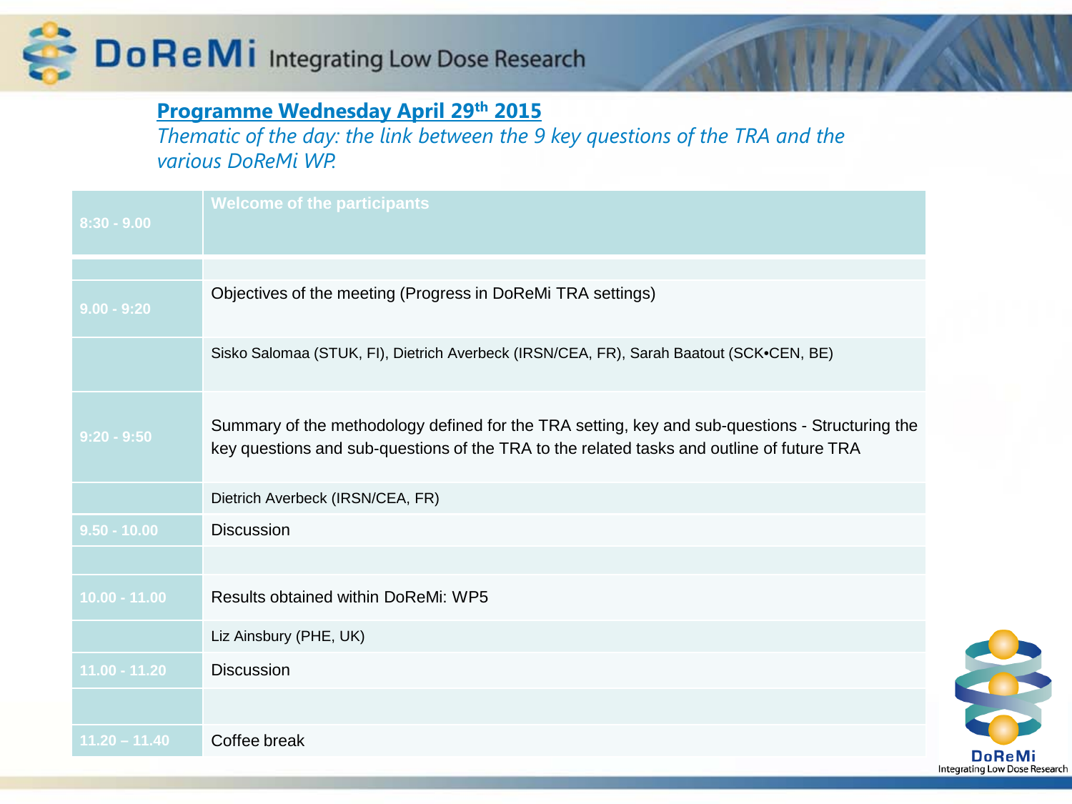## Programme Wednesday April 29th 2015

*Thematic of the day: the link between the 9 key questions of the TRA and the various DoReMi WP.*

| 8:30 - 9.00 | Welcome of the participants |
|---|---|
| | |
| 9.00 - 9:20 | Objectives of the meeting (Progress in DoReMi TRA settings) |
| | Sisko Salomaa (STUK, FI), Dietrich Averbeck (IRSN/CEA, FR), Sarah Baatout (SCK•CEN, BE) |
| 9:20 - 9:50 | Summary of the methodology defined for the TRA setting, key and sub-questions - Structuring the key questions and sub-questions of the TRA to the related tasks and outline of future TRA |
| | Dietrich Averbeck (IRSN/CEA, FR) |
| 9.50 - 10.00 | Discussion |
| | |
| 10.00 - 11.00 | Results obtained within DoReMi: WP5 |
| | Liz Ainsbury (PHE, UK) |
| 11.00 - 11.20 | Discussion |
| | |
| 11.20 – 11.40 | Coffee break |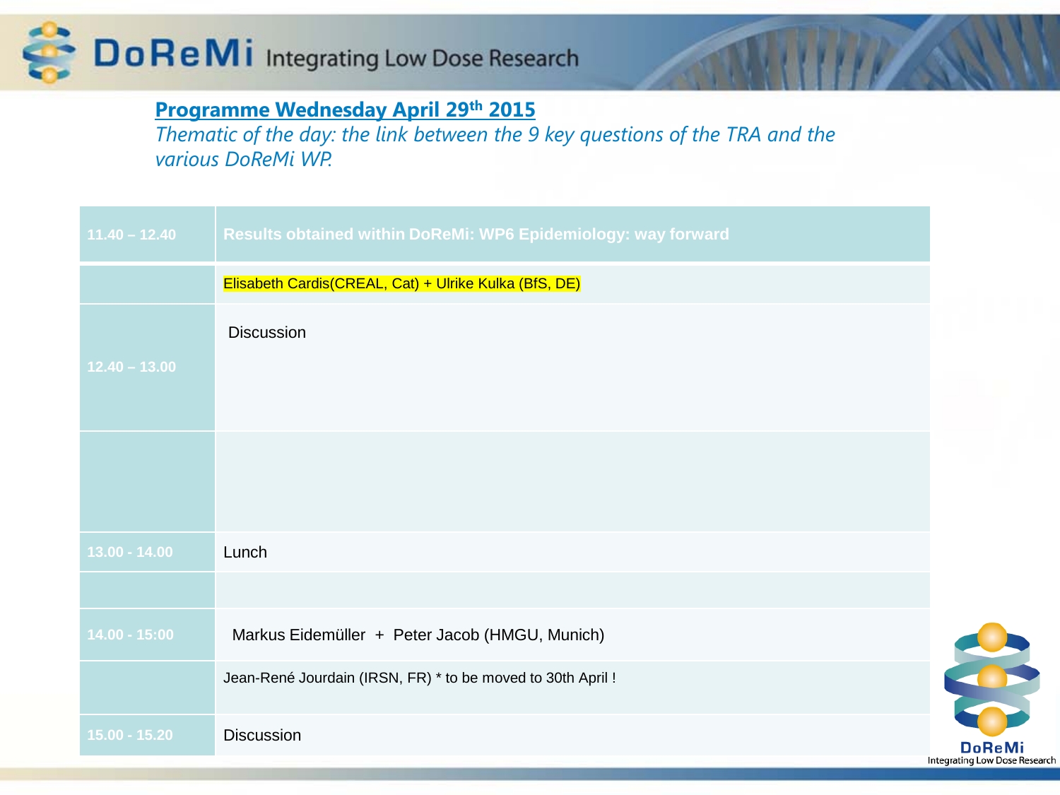## Programme Wednesday April 29th 2015

*Thematic of the day: the link between the 9 key questions of the TRA and the various DoReMi WP.*

| 11.40 – 12.40 | Results obtained within DoReMi: WP6 Epidemiology: way forward |
|---|---|
| | Elisabeth Cardis(CREAL, Cat) + Ulrike Kulka (BfS, DE) |
| 12.40 – 13.00 | Discussion |
| | |
| 13.00 - 14.00 | Lunch |
| | |
| 14.00 - 15:00 | Markus Eidemüller + Peter Jacob (HMGU, Munich) |
| | Jean-René Jourdain (IRSN, FR) * to be moved to 30th April ! |
| 15.00 - 15.20 | Discussion |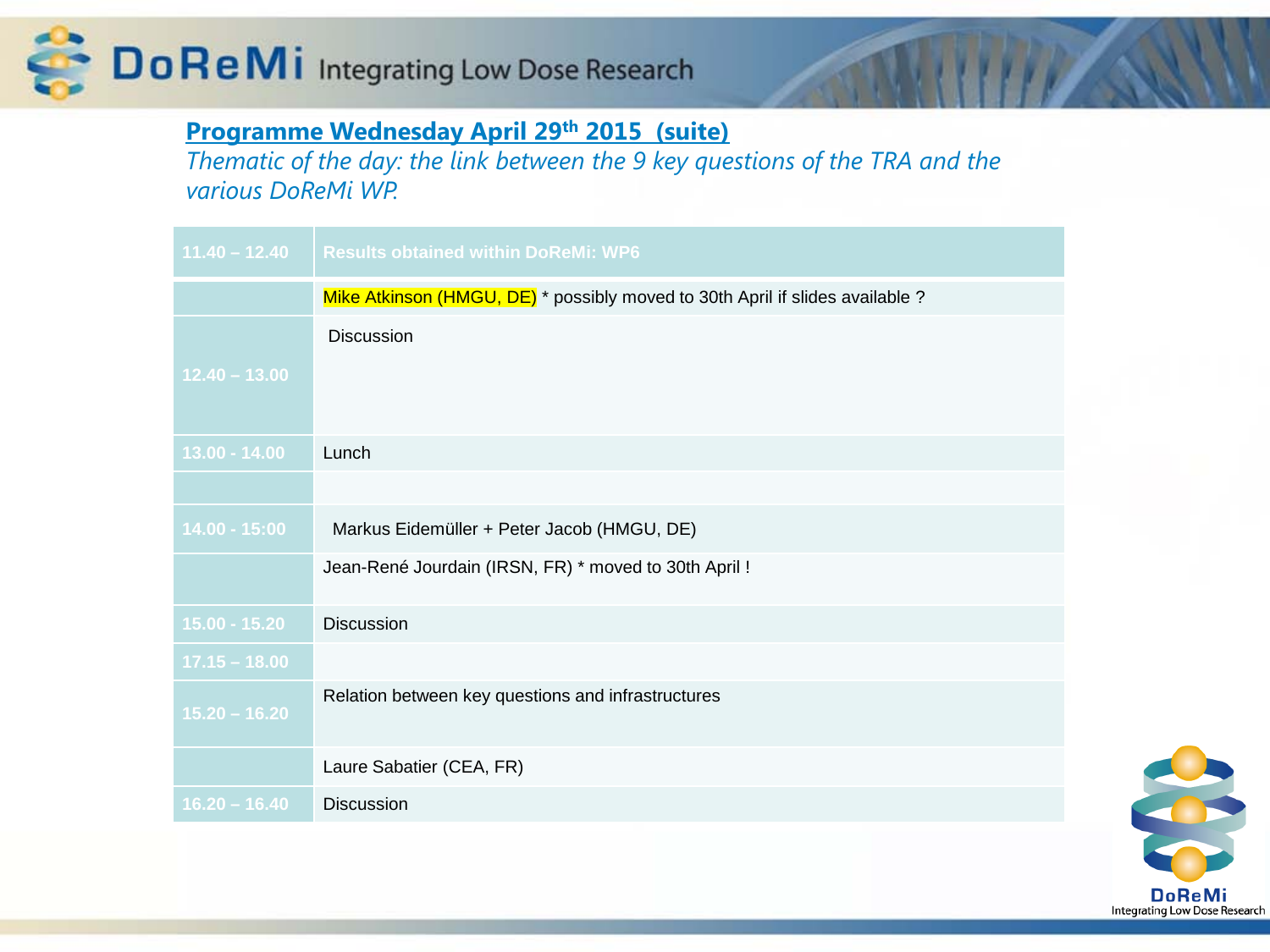## Programme Wednesday April 29th 2015 (suite)

*Thematic of the day: the link between the 9 key questions of the TRA and the various DoReMi WP.*

| 11.40 – 12.40 | Results obtained within DoReMi: WP6 |
|---|---|
| | Mike Atkinson (HMGU, DE) * possibly moved to 30th April if slides available ? |
| 12.40 – 13.00 | Discussion |
| 13.00 - 14.00 | Lunch |
| | |
| 14.00 - 15:00 | Markus Eidemüller + Peter Jacob (HMGU, DE) |
| | Jean-René Jourdain (IRSN, FR) * moved to 30th April ! |
| 15.00 - 15.20 | Discussion |
| 17.15 – 18.00 | |
| 15.20 – 16.20 | Relation between key questions and infrastructures |
| | Laure Sabatier (CEA, FR) |
| 16.20 – 16.40 | Discussion |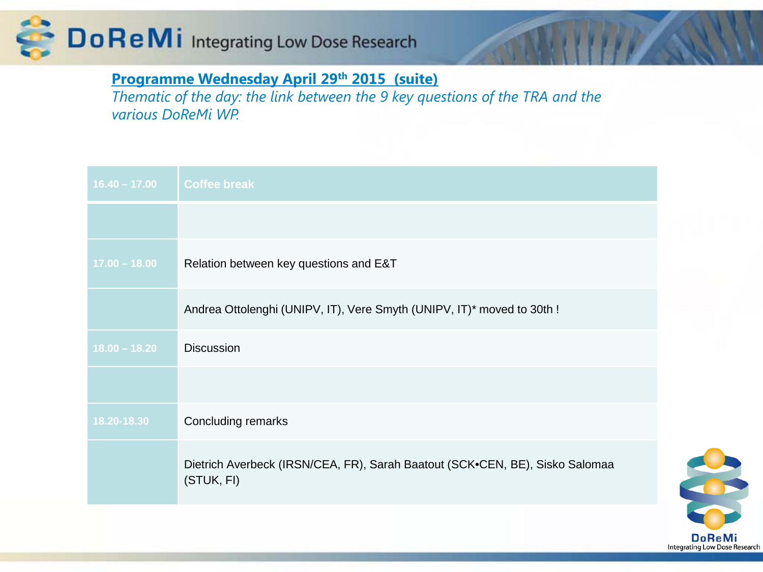**Programme Wednesday April 29th 2015 (suite)**

*Thematic of the day: the link between the 9 key questions of the TRA and the various DoReMi WP.*

| 16.40 – 17.00 | Coffee break |
| --- | --- |
| | |
| 17.00 – 18.00 | Relation between key questions and E&T |
| | Andrea Ottolenghi (UNIPV, IT), Vere Smyth (UNIPV, IT)* moved to 30th ! |
| 18.00 – 18.20 | Discussion |
| | |
| 18.20-18.30 | Concluding remarks |
| | Dietrich Averbeck (IRSN/CEA, FR), Sarah Baatout (SCK•CEN, BE), Sisko Salomaa (STUK, FI) |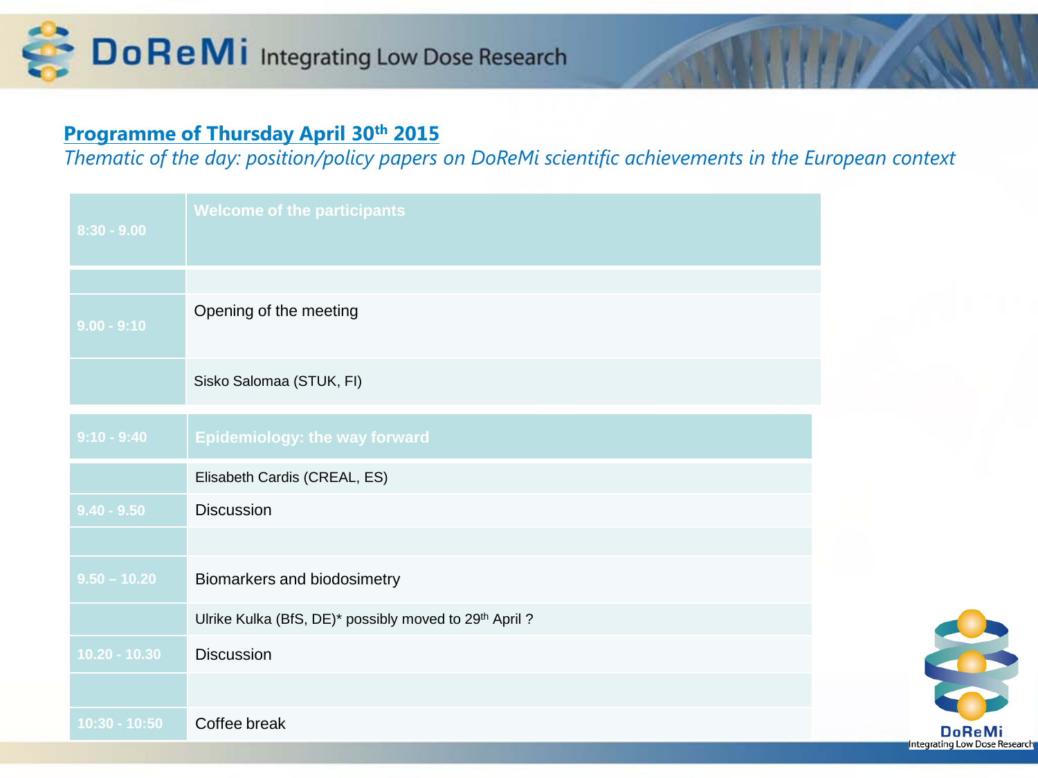## Programme of Thursday April 30th 2015

*Thematic of the day: position/policy papers on DoReMi scientific achievements in the European context*

| | |
|---|---|
| 8:30 - 9.00 | Welcome of the participants |
| | |
| 9.00 - 9:10 | Opening of the meeting |
| | Sisko Salomaa (STUK, FI) |
| 9:10 - 9:40 | Epidemiology: the way forward |
| | Elisabeth Cardis (CREAL, ES) |
| 9.40 - 9.50 | Discussion |
| | |
| 9.50 – 10.20 | Biomarkers and biodosimetry |
| | Ulrike Kulka (BfS, DE)* possibly moved to 29th April ? |
| 10.20 - 10.30 | Discussion |
| | |
| 10:30 - 10:50 | Coffee break |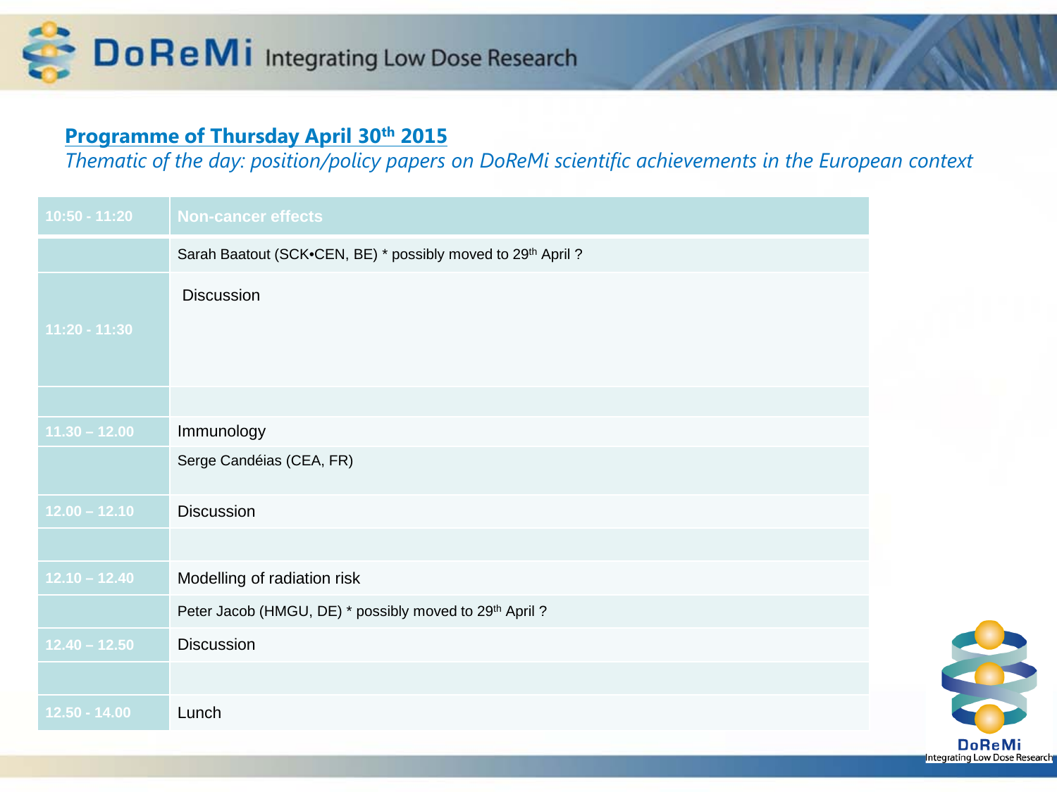## Programme of Thursday April 30th 2015

*Thematic of the day: position/policy papers on DoReMi scientific achievements in the European context*

| | |
|---|---|
| 10:50 - 11:20 | Non-cancer effects |
| | Sarah Baatout (SCK•CEN, BE) * possibly moved to 29th April ? |
| 11:20 - 11:30 | Discussion |
| | |
| 11.30 – 12.00 | Immunology |
| | Serge Candéias (CEA, FR) |
| 12.00 – 12.10 | Discussion |
| | |
| 12.10 – 12.40 | Modelling of radiation risk |
| | Peter Jacob (HMGU, DE) * possibly moved to 29th April ? |
| 12.40 – 12.50 | Discussion |
| | |
| 12.50 - 14.00 | Lunch |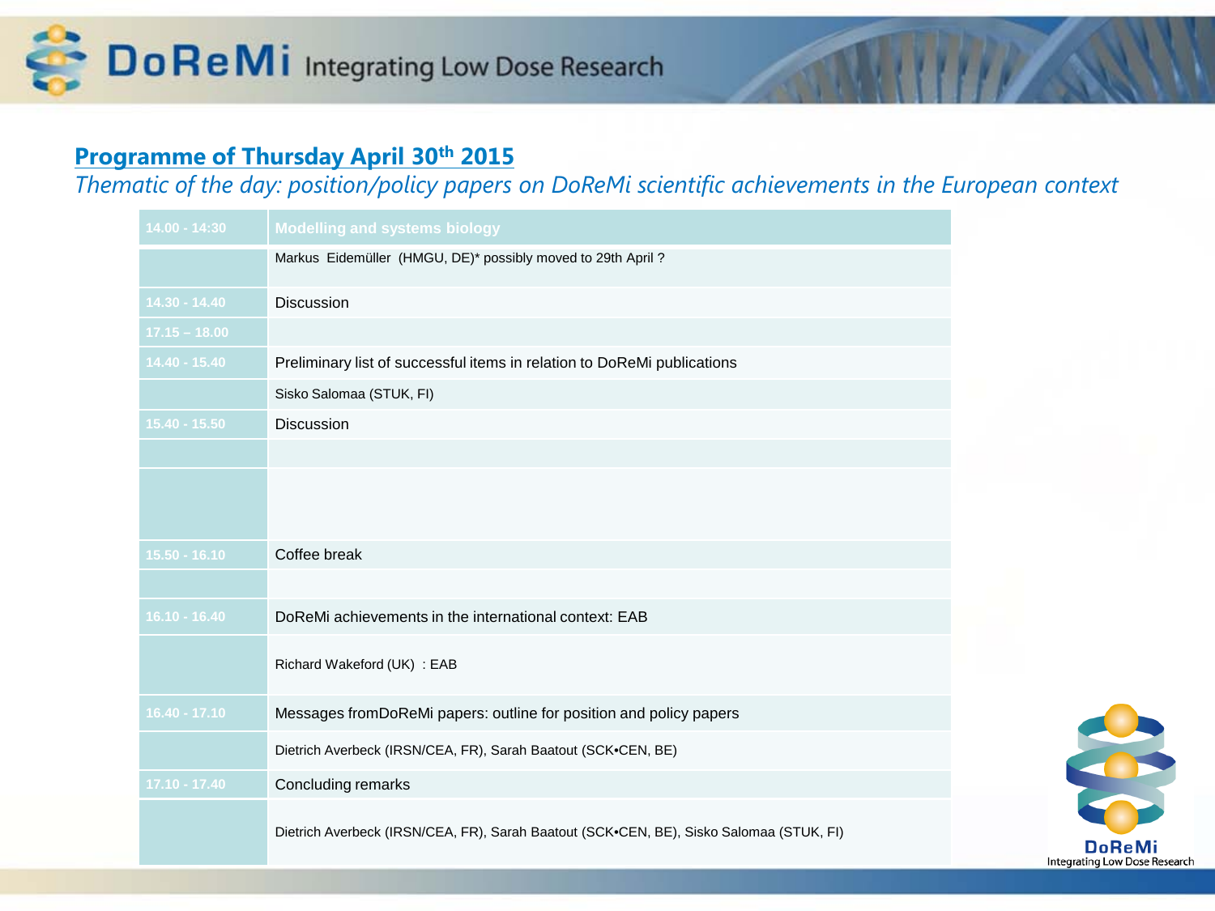## Programme of Thursday April 30th 2015

*Thematic of the day: position/policy papers on DoReMi scientific achievements in the European context*

| 14.00 - 14:30 | Modelling and systems biology |
|---|---|
| | Markus Eidemüller (HMGU, DE)* possibly moved to 29th April ? |
| 14.30 - 14.40 | Discussion |
| 17.15 – 18.00 | |
| 14.40 - 15.40 | Preliminary list of successful items in relation to DoReMi publications |
| | Sisko Salomaa (STUK, FI) |
| 15.40 - 15.50 | Discussion |
| | |
| | |
| 15.50 - 16.10 | Coffee break |
| | |
| 16.10 - 16.40 | DoReMi achievements in the international context: EAB |
| | Richard Wakeford (UK) : EAB |
| 16.40 - 17.10 | Messages fromDoReMi papers: outline for position and policy papers |
| | Dietrich Averbeck (IRSN/CEA, FR), Sarah Baatout (SCK•CEN, BE) |
| 17.10 - 17.40 | Concluding remarks |
| | Dietrich Averbeck (IRSN/CEA, FR), Sarah Baatout (SCK•CEN, BE), Sisko Salomaa (STUK, FI) |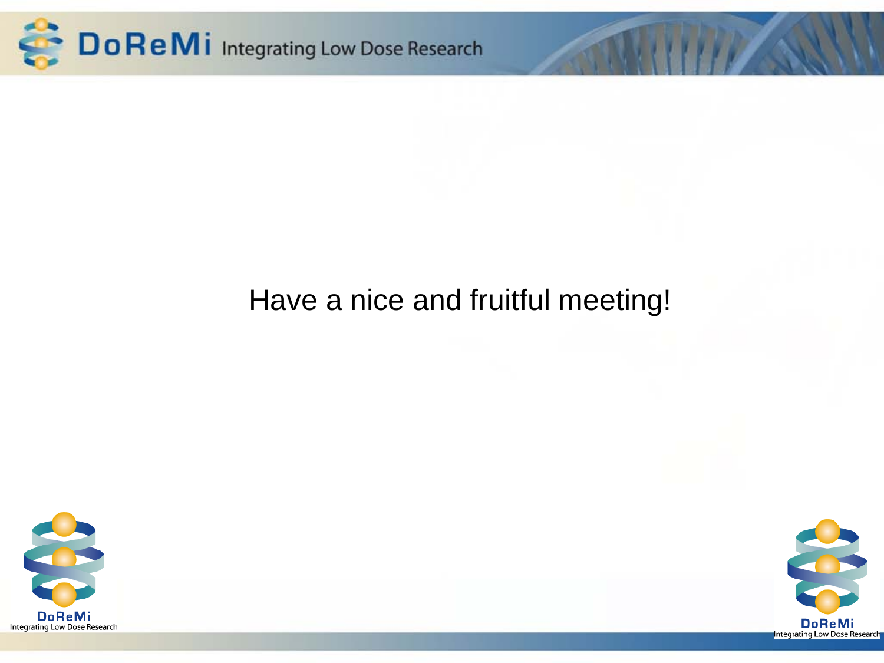Have a nice and fruitful meeting!